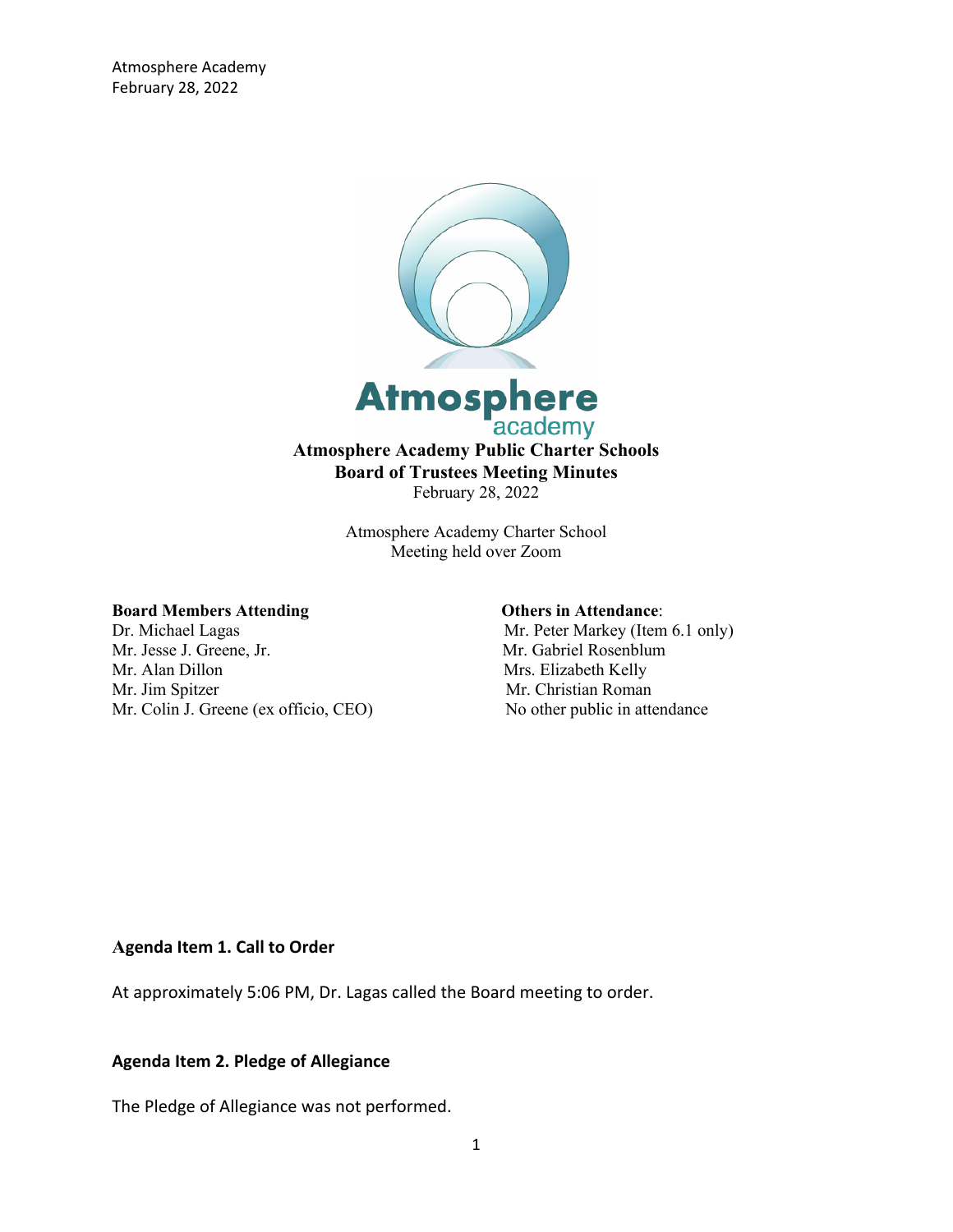Atmosphere Academy
February 28, 2022

# Atmosphere Academy Public Charter Schools
## Board of Trustees Meeting Minutes
February 28, 2022

Atmosphere Academy Charter School
Meeting held over Zoom

**Board Members Attending**
Dr. Michael Lagas
Mr. Jesse J. Greene, Jr.
Mr. Alan Dillon
Mr. Jim Spitzer
Mr. Colin J. Greene (ex officio, CEO)

**Others in Attendance**:
Mr. Peter Markey (Item 6.1 only)
Mr. Gabriel Rosenblum
Mrs. Elizabeth Kelly
Mr. Christian Roman
No other public in attendance

### Agenda Item 1. Call to Order

At approximately 5:06 PM, Dr. Lagas called the Board meeting to order.

### Agenda Item 2. Pledge of Allegiance

The Pledge of Allegiance was not performed.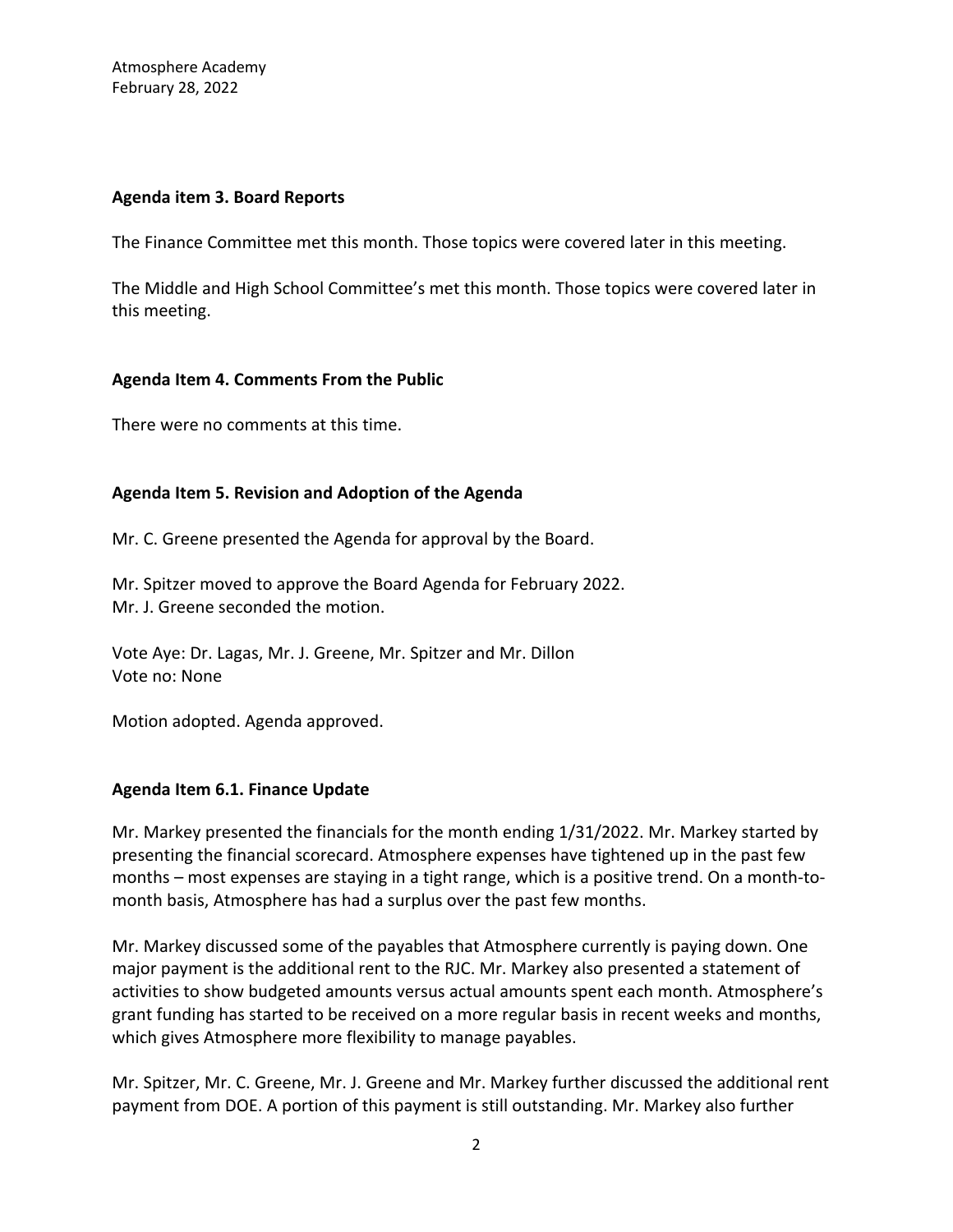**Agenda item 3. Board Reports**

The Finance Committee met this month. Those topics were covered later in this meeting.

The Middle and High School Committee's met this month. Those topics were covered later in this meeting.

**Agenda Item 4. Comments From the Public**

There were no comments at this time.

**Agenda Item 5. Revision and Adoption of the Agenda**

Mr. C. Greene presented the Agenda for approval by the Board.

Mr. Spitzer moved to approve the Board Agenda for February 2022.
Mr. J. Greene seconded the motion.

Vote Aye: Dr. Lagas, Mr. J. Greene, Mr. Spitzer and Mr. Dillon
Vote no: None

Motion adopted. Agenda approved.

**Agenda Item 6.1. Finance Update**

Mr. Markey presented the financials for the month ending 1/31/2022. Mr. Markey started by presenting the financial scorecard. Atmosphere expenses have tightened up in the past few months – most expenses are staying in a tight range, which is a positive trend. On a month-to-month basis, Atmosphere has had a surplus over the past few months.

Mr. Markey discussed some of the payables that Atmosphere currently is paying down. One major payment is the additional rent to the RJC. Mr. Markey also presented a statement of activities to show budgeted amounts versus actual amounts spent each month. Atmosphere's grant funding has started to be received on a more regular basis in recent weeks and months, which gives Atmosphere more flexibility to manage payables.

Mr. Spitzer, Mr. C. Greene, Mr. J. Greene and Mr. Markey further discussed the additional rent payment from DOE. A portion of this payment is still outstanding. Mr. Markey also further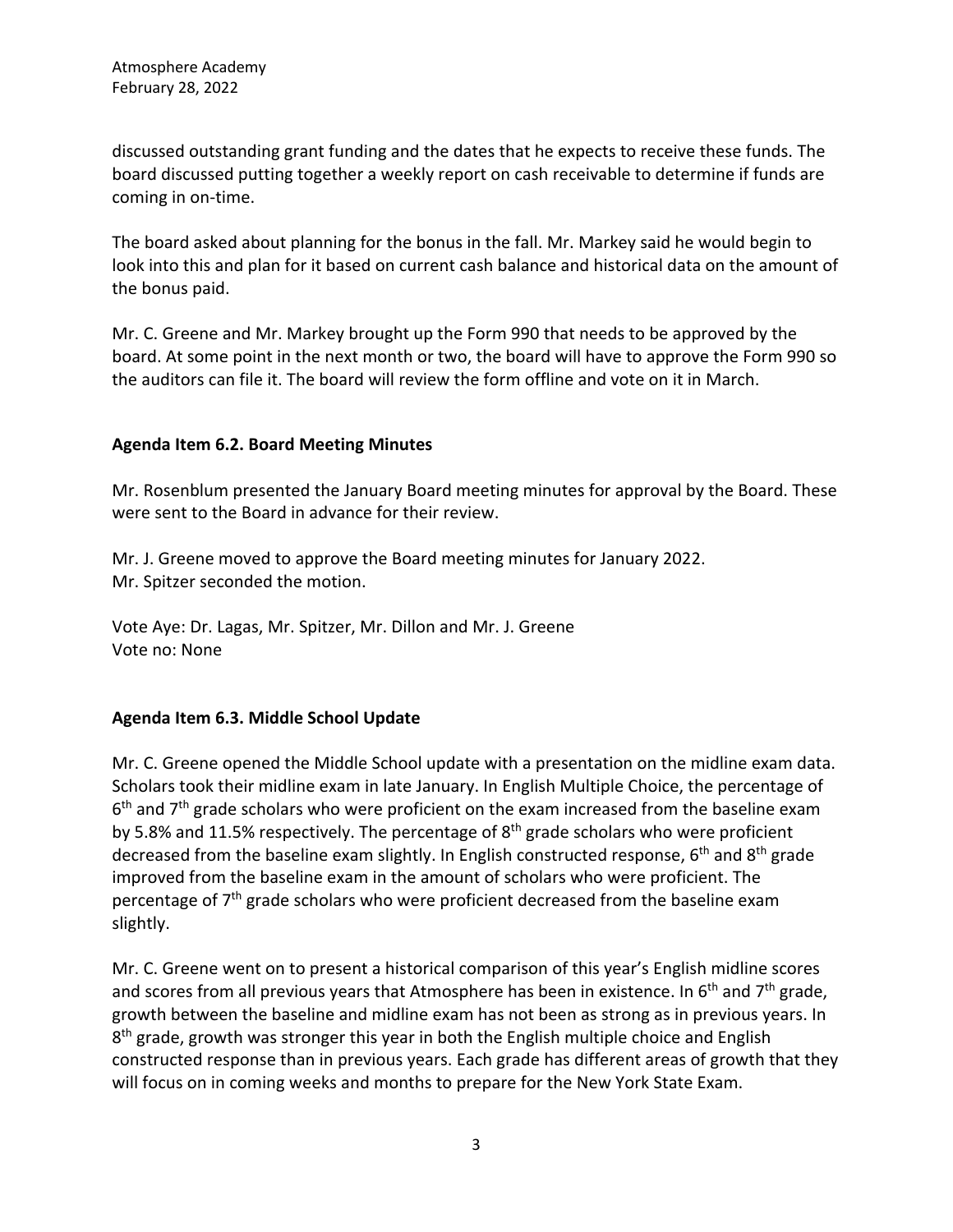discussed outstanding grant funding and the dates that he expects to receive these funds. The board discussed putting together a weekly report on cash receivable to determine if funds are coming in on-time.

The board asked about planning for the bonus in the fall. Mr. Markey said he would begin to look into this and plan for it based on current cash balance and historical data on the amount of the bonus paid.

Mr. C. Greene and Mr. Markey brought up the Form 990 that needs to be approved by the board. At some point in the next month or two, the board will have to approve the Form 990 so the auditors can file it. The board will review the form offline and vote on it in March.

**Agenda Item 6.2. Board Meeting Minutes**

Mr. Rosenblum presented the January Board meeting minutes for approval by the Board. These were sent to the Board in advance for their review.

Mr. J. Greene moved to approve the Board meeting minutes for January 2022.
Mr. Spitzer seconded the motion.

Vote Aye: Dr. Lagas, Mr. Spitzer, Mr. Dillon and Mr. J. Greene
Vote no: None

**Agenda Item 6.3. Middle School Update**

Mr. C. Greene opened the Middle School update with a presentation on the midline exam data. Scholars took their midline exam in late January. In English Multiple Choice, the percentage of 6th and 7th grade scholars who were proficient on the exam increased from the baseline exam by 5.8% and 11.5% respectively. The percentage of 8th grade scholars who were proficient decreased from the baseline exam slightly. In English constructed response, 6th and 8th grade improved from the baseline exam in the amount of scholars who were proficient. The percentage of 7th grade scholars who were proficient decreased from the baseline exam slightly.

Mr. C. Greene went on to present a historical comparison of this year's English midline scores and scores from all previous years that Atmosphere has been in existence. In 6th and 7th grade, growth between the baseline and midline exam has not been as strong as in previous years. In 8th grade, growth was stronger this year in both the English multiple choice and English constructed response than in previous years. Each grade has different areas of growth that they will focus on in coming weeks and months to prepare for the New York State Exam.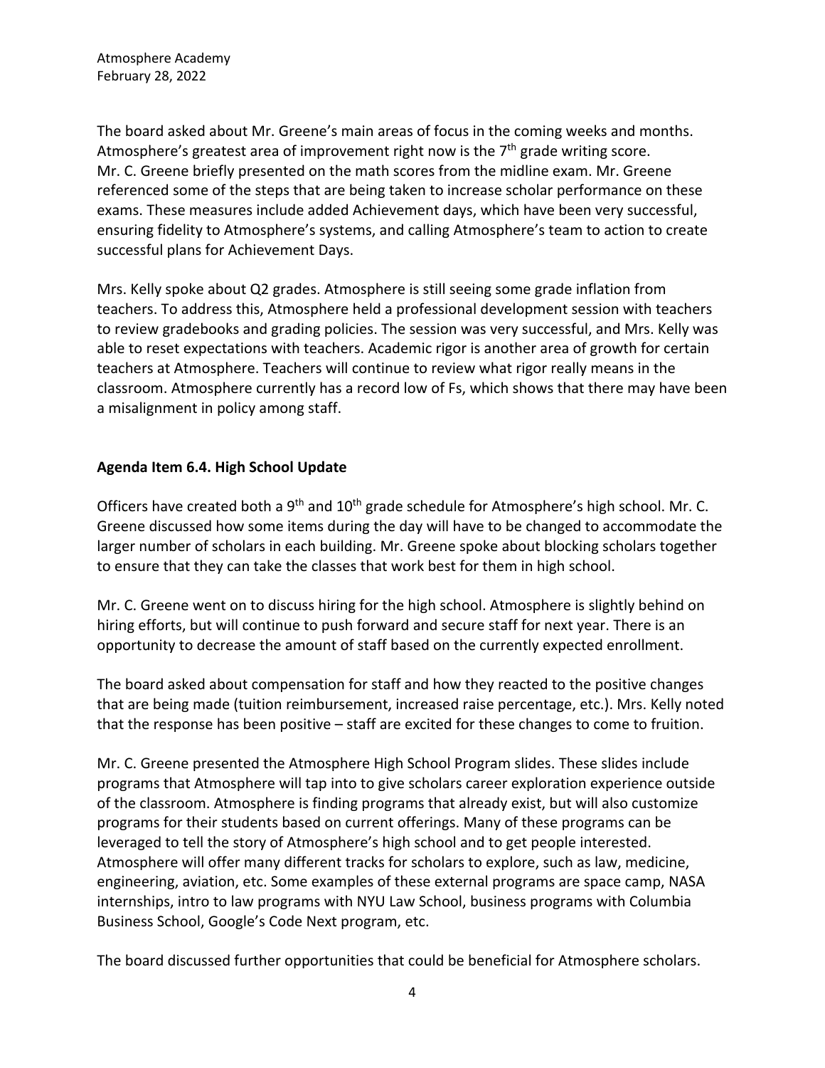The board asked about Mr. Greene's main areas of focus in the coming weeks and months. Atmosphere's greatest area of improvement right now is the 7th grade writing score. Mr. C. Greene briefly presented on the math scores from the midline exam. Mr. Greene referenced some of the steps that are being taken to increase scholar performance on these exams. These measures include added Achievement days, which have been very successful, ensuring fidelity to Atmosphere's systems, and calling Atmosphere's team to action to create successful plans for Achievement Days.

Mrs. Kelly spoke about Q2 grades. Atmosphere is still seeing some grade inflation from teachers. To address this, Atmosphere held a professional development session with teachers to review gradebooks and grading policies. The session was very successful, and Mrs. Kelly was able to reset expectations with teachers. Academic rigor is another area of growth for certain teachers at Atmosphere. Teachers will continue to review what rigor really means in the classroom. Atmosphere currently has a record low of Fs, which shows that there may have been a misalignment in policy among staff.

**Agenda Item 6.4. High School Update**

Officers have created both a 9th and 10th grade schedule for Atmosphere's high school. Mr. C. Greene discussed how some items during the day will have to be changed to accommodate the larger number of scholars in each building. Mr. Greene spoke about blocking scholars together to ensure that they can take the classes that work best for them in high school.

Mr. C. Greene went on to discuss hiring for the high school. Atmosphere is slightly behind on hiring efforts, but will continue to push forward and secure staff for next year. There is an opportunity to decrease the amount of staff based on the currently expected enrollment.

The board asked about compensation for staff and how they reacted to the positive changes that are being made (tuition reimbursement, increased raise percentage, etc.). Mrs. Kelly noted that the response has been positive – staff are excited for these changes to come to fruition.

Mr. C. Greene presented the Atmosphere High School Program slides. These slides include programs that Atmosphere will tap into to give scholars career exploration experience outside of the classroom. Atmosphere is finding programs that already exist, but will also customize programs for their students based on current offerings. Many of these programs can be leveraged to tell the story of Atmosphere's high school and to get people interested. Atmosphere will offer many different tracks for scholars to explore, such as law, medicine, engineering, aviation, etc. Some examples of these external programs are space camp, NASA internships, intro to law programs with NYU Law School, business programs with Columbia Business School, Google's Code Next program, etc.

The board discussed further opportunities that could be beneficial for Atmosphere scholars.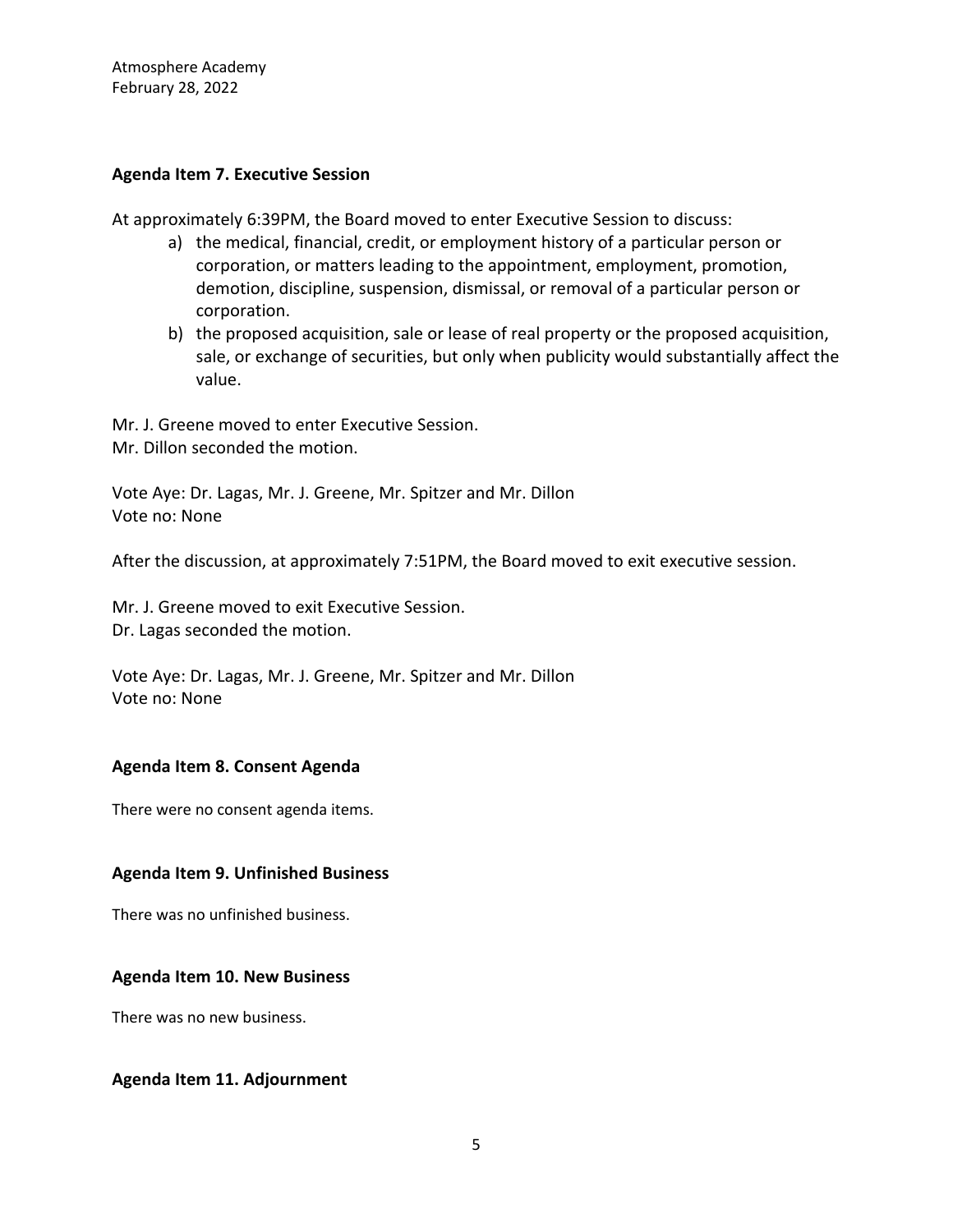## Agenda Item 7. Executive Session

At approximately 6:39PM, the Board moved to enter Executive Session to discuss:

a) the medical, financial, credit, or employment history of a particular person or corporation, or matters leading to the appointment, employment, promotion, demotion, discipline, suspension, dismissal, or removal of a particular person or corporation.
b) the proposed acquisition, sale or lease of real property or the proposed acquisition, sale, or exchange of securities, but only when publicity would substantially affect the value.

Mr. J. Greene moved to enter Executive Session.
Mr. Dillon seconded the motion.

Vote Aye: Dr. Lagas, Mr. J. Greene, Mr. Spitzer and Mr. Dillon
Vote no: None

After the discussion, at approximately 7:51PM, the Board moved to exit executive session.

Mr. J. Greene moved to exit Executive Session.
Dr. Lagas seconded the motion.

Vote Aye: Dr. Lagas, Mr. J. Greene, Mr. Spitzer and Mr. Dillon
Vote no: None

## Agenda Item 8. Consent Agenda

There were no consent agenda items.

## Agenda Item 9. Unfinished Business

There was no unfinished business.

## Agenda Item 10. New Business

There was no new business.

## Agenda Item 11. Adjournment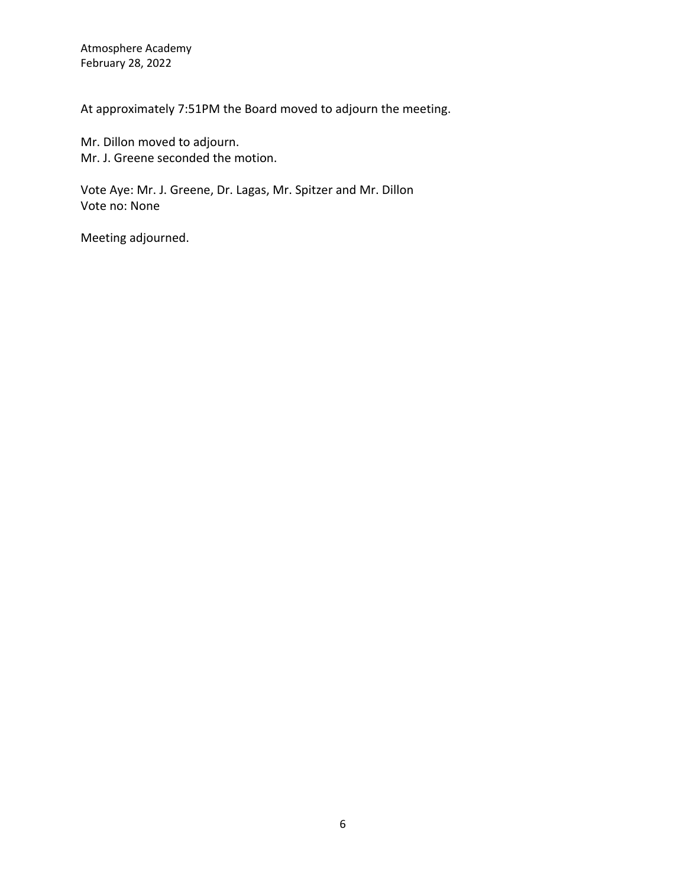At approximately 7:51PM the Board moved to adjourn the meeting.

Mr. Dillon moved to adjourn.
Mr. J. Greene seconded the motion.

Vote Aye: Mr. J. Greene, Dr. Lagas, Mr. Spitzer and Mr. Dillon
Vote no: None

Meeting adjourned.